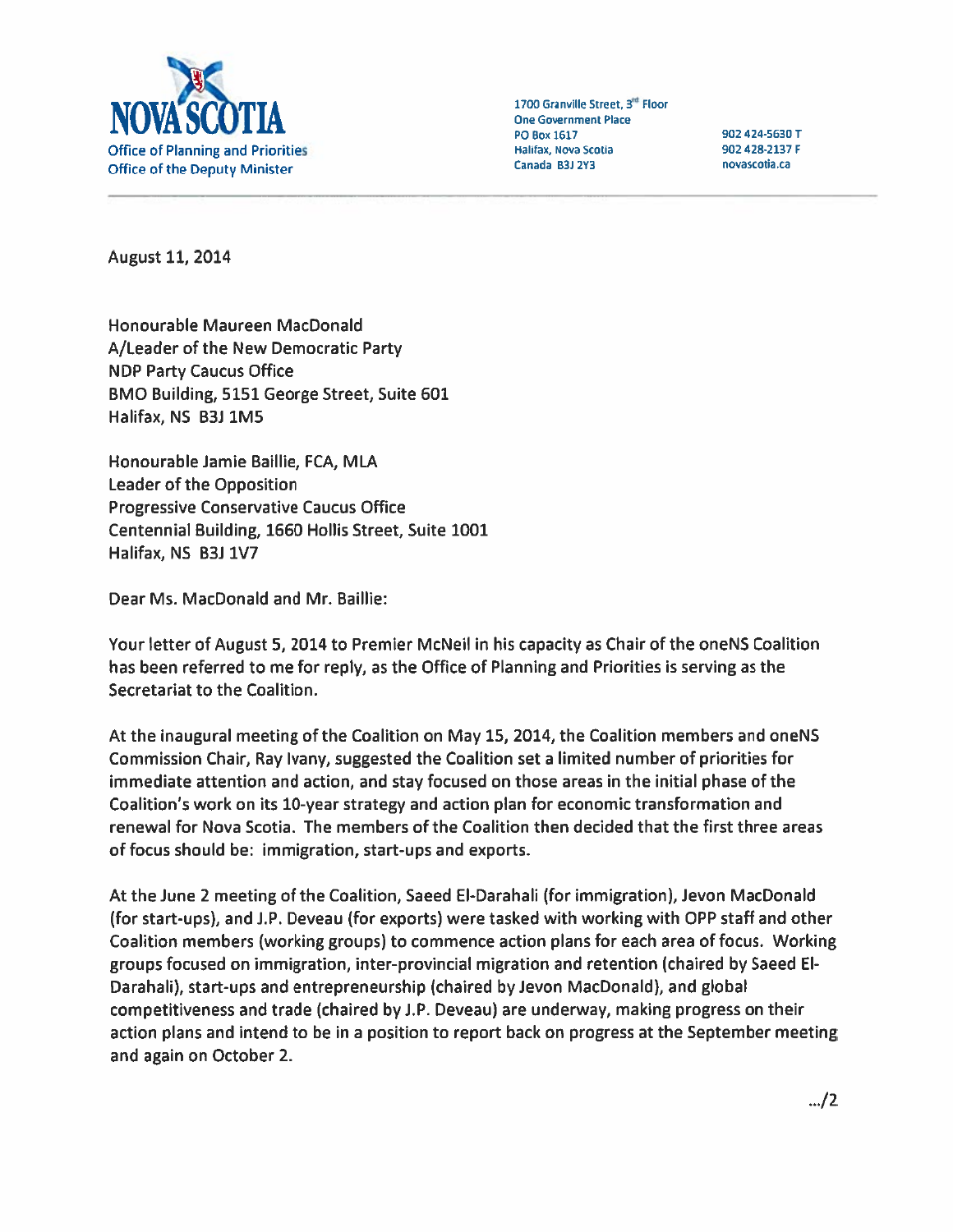NOVA SCOTIA
Office of Planning and Priorities
Office of the Deputy Minister

1700 Granville Street, 3rd Floor
One Government Place
PO Box 1617
Halifax, Nova Scotia
Canada B3J 2Y3

902 424-5630 T
902 428-2137 F
novascotia.ca

---

August 11, 2014

Honourable Maureen MacDonald
A/Leader of the New Democratic Party
NDP Party Caucus Office
BMO Building, 5151 George Street, Suite 601
Halifax, NS B3J 1M5

Honourable Jamie Baillie, FCA, MLA
Leader of the Opposition
Progressive Conservative Caucus Office
Centennial Building, 1660 Hollis Street, Suite 1001
Halifax, NS B3J 1V7

Dear Ms. MacDonald and Mr. Baillie:

Your letter of August 5, 2014 to Premier McNeil in his capacity as Chair of the oneNS Coalition has been referred to me for reply, as the Office of Planning and Priorities is serving as the Secretariat to the Coalition.

At the inaugural meeting of the Coalition on May 15, 2014, the Coalition members and oneNS Commission Chair, Ray Ivany, suggested the Coalition set a limited number of priorities for immediate attention and action, and stay focused on those areas in the initial phase of the Coalition's work on its 10-year strategy and action plan for economic transformation and renewal for Nova Scotia. The members of the Coalition then decided that the first three areas of focus should be: immigration, start-ups and exports.

At the June 2 meeting of the Coalition, Saeed El-Darahali (for immigration), Jevon MacDonald (for start-ups), and J.P. Deveau (for exports) were tasked with working with OPP staff and other Coalition members (working groups) to commence action plans for each area of focus. Working groups focused on immigration, inter-provincial migration and retention (chaired by Saeed El-Darahali), start-ups and entrepreneurship (chaired by Jevon MacDonald), and global competitiveness and trade (chaired by J.P. Deveau) are underway, making progress on their action plans and intend to be in a position to report back on progress at the September meeting and again on October 2.

.../2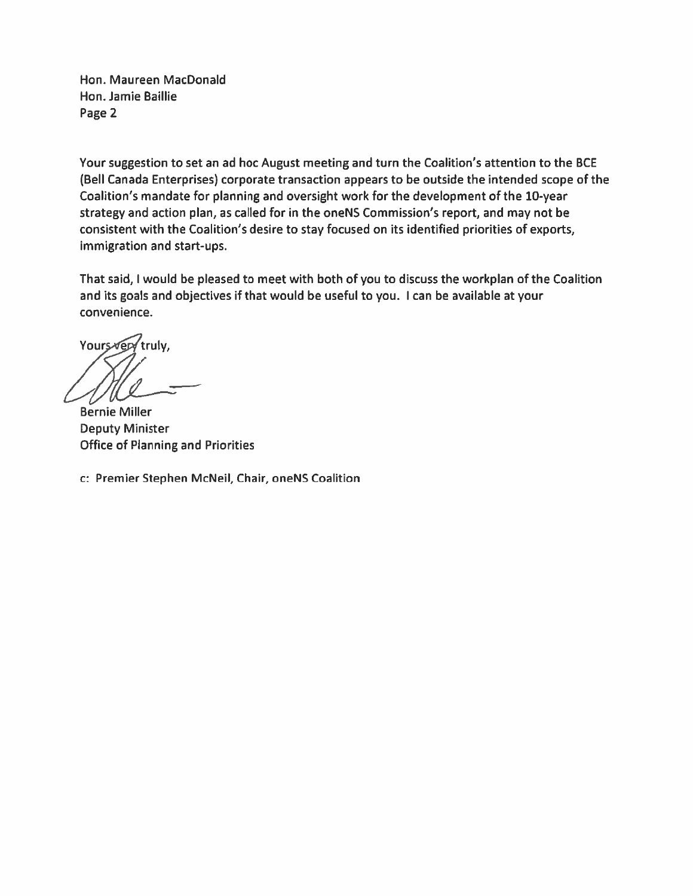Hon. Maureen MacDonald
Hon. Jamie Baillie

Your suggestion to set an ad hoc August meeting and turn the Coalition's attention to the BCE (Bell Canada Enterprises) corporate transaction appears to be outside the intended scope of the Coalition's mandate for planning and oversight work for the development of the 10-year strategy and action plan, as called for in the oneNS Commission's report, and may not be consistent with the Coalition's desire to stay focused on its identified priorities of exports, immigration and start-ups.

That said, I would be pleased to meet with both of you to discuss the workplan of the Coalition and its goals and objectives if that would be useful to you. I can be available at your convenience.

Yours very truly,

Bernie Miller
Deputy Minister
Office of Planning and Priorities

c: Premier Stephen McNeil, Chair, oneNS Coalition